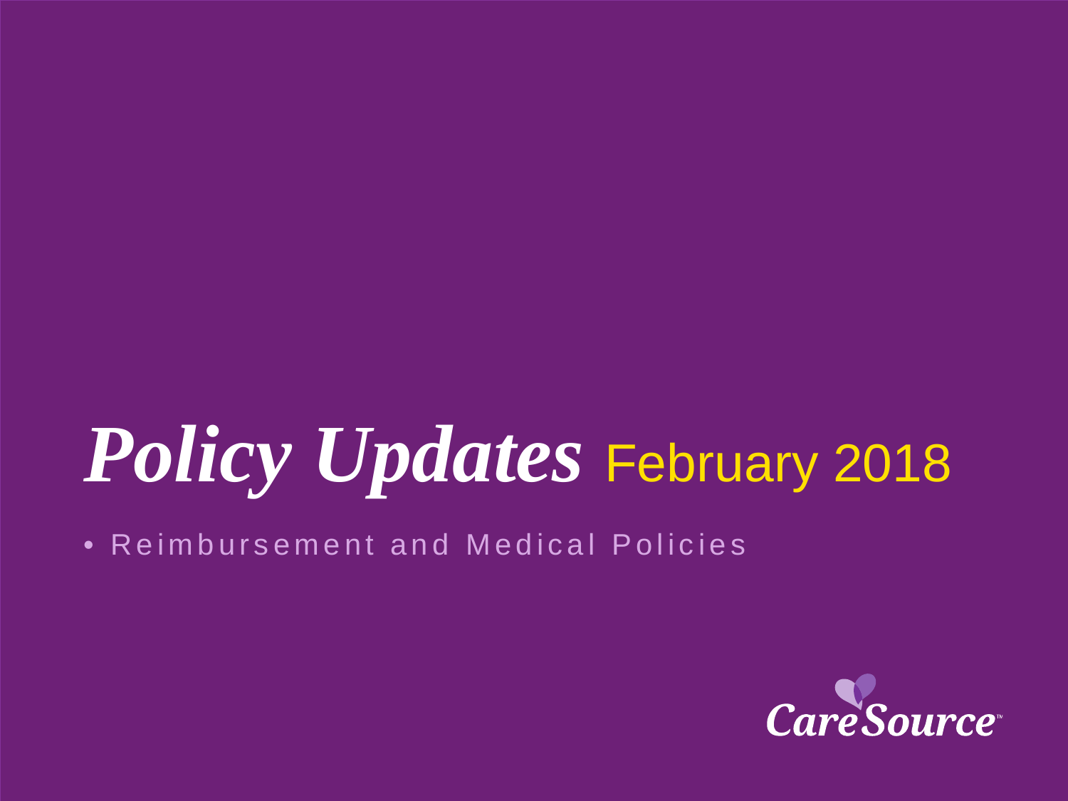# *Policy Updates* February 2018

- Reimbursement and Medical Policies

CareSource™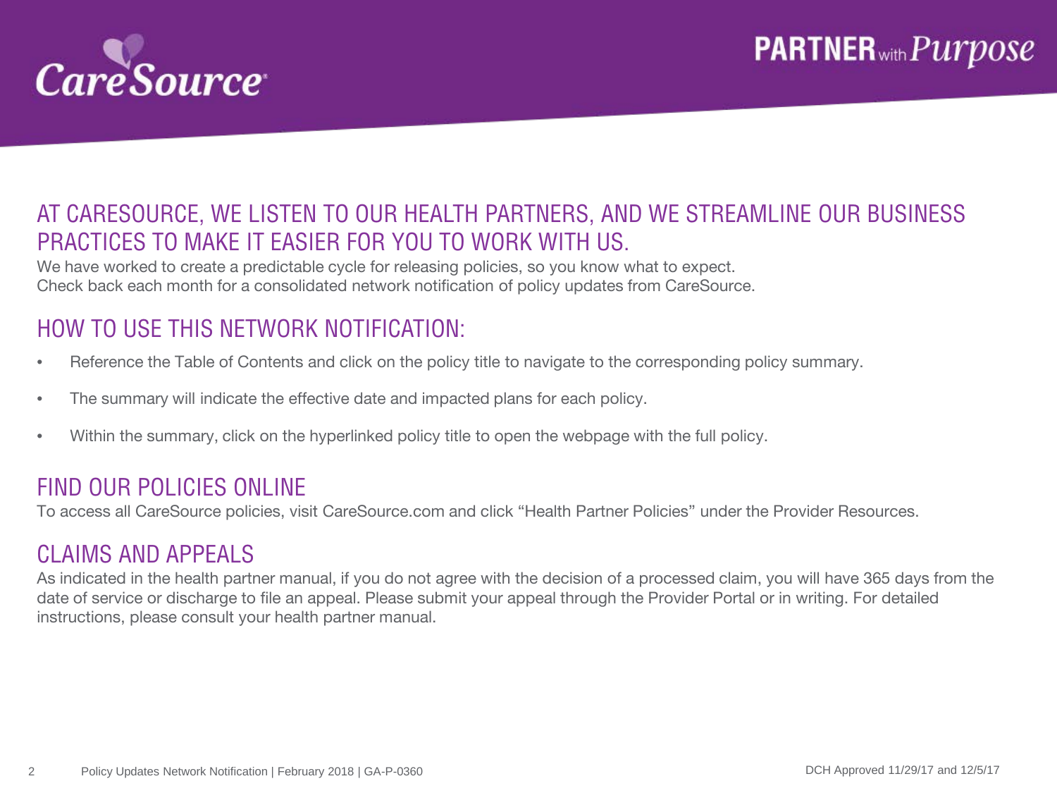## AT CARESOURCE, WE LISTEN TO OUR HEALTH PARTNERS, AND WE STREAMLINE OUR BUSINESS PRACTICES TO MAKE IT EASIER FOR YOU TO WORK WITH US.

We have worked to create a predictable cycle for releasing policies, so you know what to expect.
Check back each month for a consolidated network notification of policy updates from CareSource.

## HOW TO USE THIS NETWORK NOTIFICATION:

- Reference the Table of Contents and click on the policy title to navigate to the corresponding policy summary.
- The summary will indicate the effective date and impacted plans for each policy.
- Within the summary, click on the hyperlinked policy title to open the webpage with the full policy.

## FIND OUR POLICIES ONLINE

To access all CareSource policies, visit CareSource.com and click "Health Partner Policies" under the Provider Resources.

## CLAIMS AND APPEALS

As indicated in the health partner manual, if you do not agree with the decision of a processed claim, you will have 365 days from the date of service or discharge to file an appeal. Please submit your appeal through the Provider Portal or in writing. For detailed instructions, please consult your health partner manual.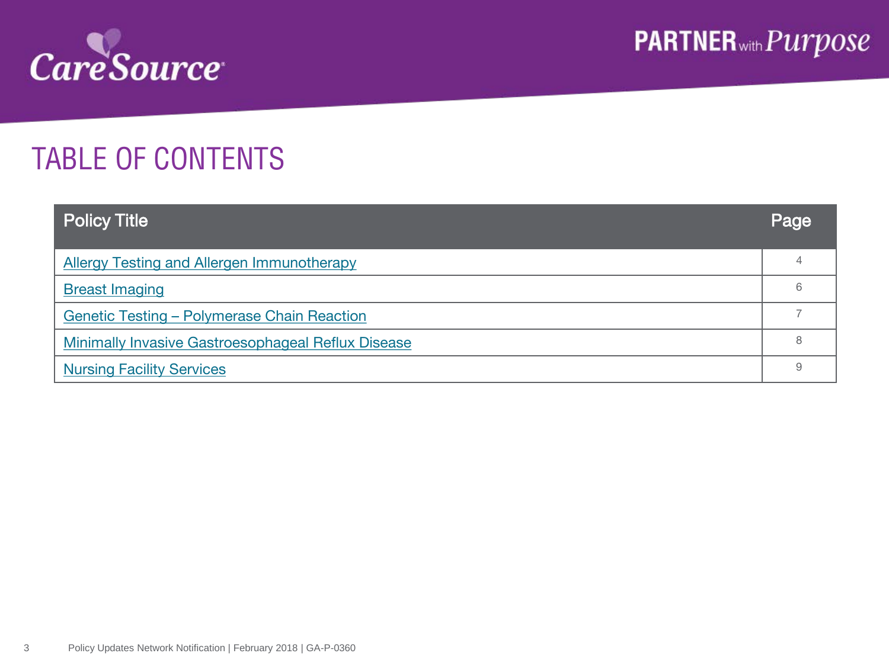# TABLE OF CONTENTS

| Policy Title | Page |
| --- | --- |
| Allergy Testing and Allergen Immunotherapy | 4 |
| Breast Imaging | 6 |
| Genetic Testing – Polymerase Chain Reaction | 7 |
| Minimally Invasive Gastroesophageal Reflux Disease | 8 |
| Nursing Facility Services | 9 |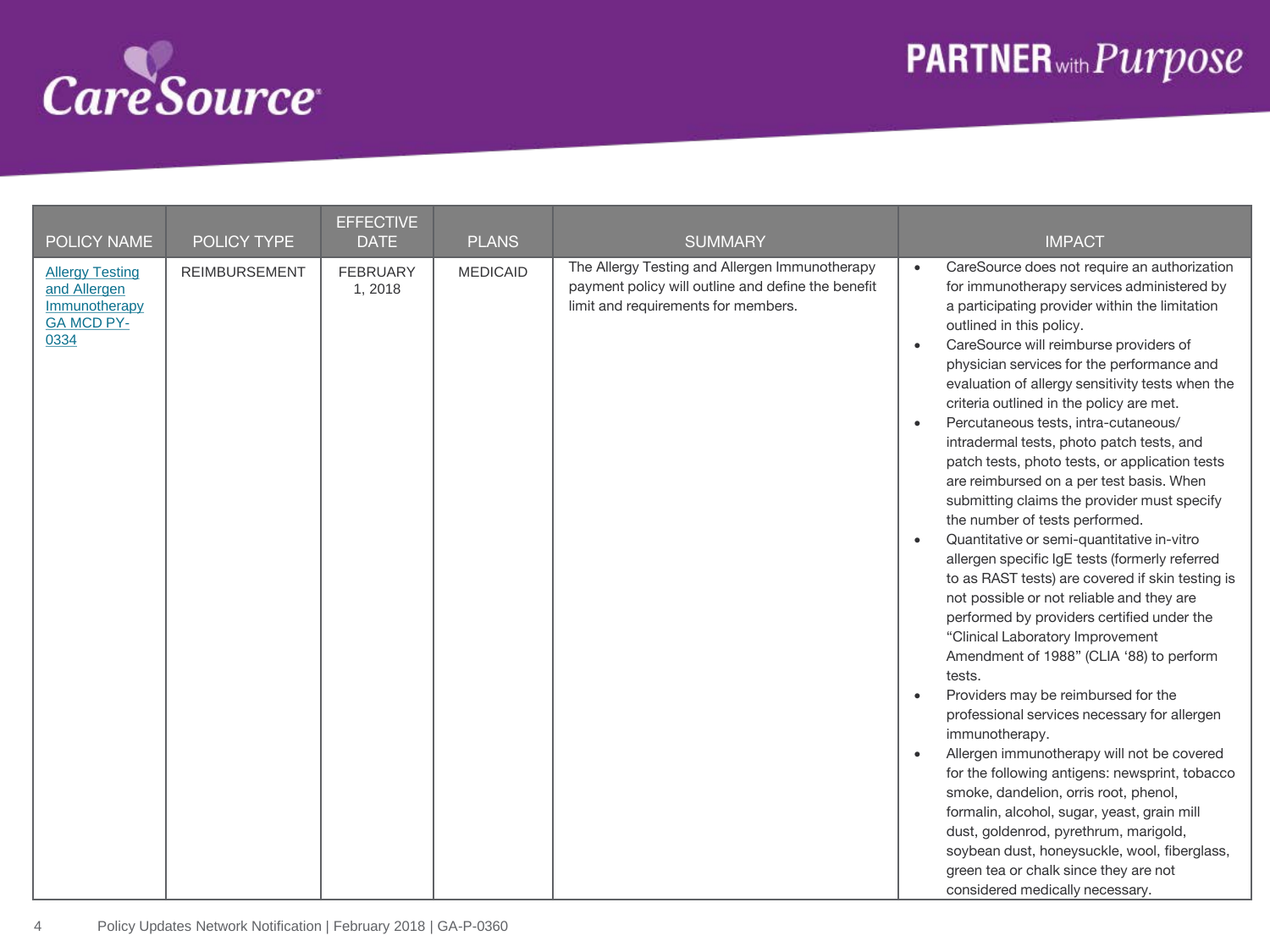| POLICY NAME | POLICY TYPE | EFFECTIVE DATE | PLANS | SUMMARY | IMPACT |
|---|---|---|---|---|---|
| Allergy Testing and Allergen Immunotherapy GA MCD PY-0334 | REIMBURSEMENT | FEBRUARY 1, 2018 | MEDICAID | The Allergy Testing and Allergen Immunotherapy payment policy will outline and define the benefit limit and requirements for members. | • CareSource does not require an authorization for immunotherapy services administered by a participating provider within the limitation outlined in this policy.<br>• CareSource will reimburse providers of physician services for the performance and evaluation of allergy sensitivity tests when the criteria outlined in the policy are met.<br>• Percutaneous tests, intra-cutaneous/ intradermal tests, photo patch tests, and patch tests, photo tests, or application tests are reimbursed on a per test basis. When submitting claims the provider must specify the number of tests performed.<br>• Quantitative or semi-quantitative in-vitro allergen specific IgE tests (formerly referred to as RAST tests) are covered if skin testing is not possible or not reliable and they are performed by providers certified under the "Clinical Laboratory Improvement Amendment of 1988" (CLIA '88) to perform tests.<br>• Providers may be reimbursed for the professional services necessary for allergen immunotherapy.<br>• Allergen immunotherapy will not be covered for the following antigens: newsprint, tobacco smoke, dandelion, orris root, phenol, formalin, alcohol, sugar, yeast, grain mill dust, goldenrod, pyrethrum, marigold, soybean dust, honeysuckle, wool, fiberglass, green tea or chalk since they are not considered medically necessary. |

Policy Updates Network Notification | February 2018 | GA-P-0360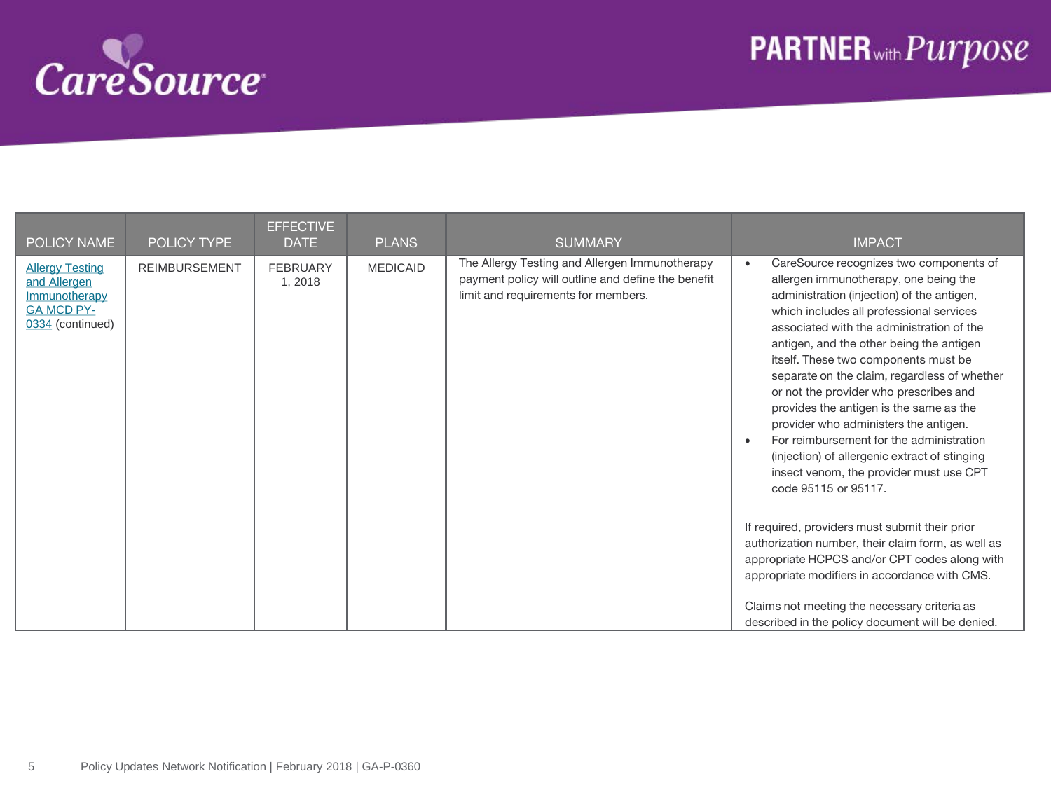| POLICY NAME | POLICY TYPE | EFFECTIVE DATE | PLANS | SUMMARY | IMPACT |
|---|---|---|---|---|---|
| Allergy Testing and Allergen Immunotherapy GA MCD PY-0334 (continued) | REIMBURSEMENT | FEBRUARY 1, 2018 | MEDICAID | The Allergy Testing and Allergen Immunotherapy payment policy will outline and define the benefit limit and requirements for members. | • CareSource recognizes two components of allergen immunotherapy, one being the administration (injection) of the antigen, which includes all professional services associated with the administration of the antigen, and the other being the antigen itself. These two components must be separate on the claim, regardless of whether or not the provider who prescribes and provides the antigen is the same as the provider who administers the antigen.<br>• For reimbursement for the administration (injection) of allergenic extract of stinging insect venom, the provider must use CPT code 95115 or 95117.<br><br>If required, providers must submit their prior authorization number, their claim form, as well as appropriate HCPCS and/or CPT codes along with appropriate modifiers in accordance with CMS.<br><br>Claims not meeting the necessary criteria as described in the policy document will be denied. |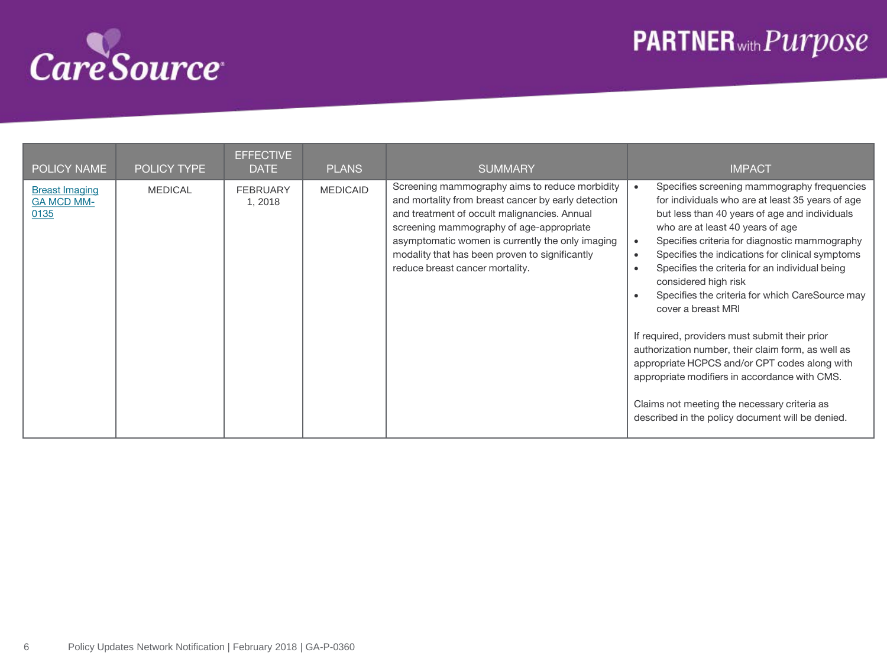| POLICY NAME | POLICY TYPE | EFFECTIVE DATE | PLANS | SUMMARY | IMPACT |
|---|---|---|---|---|---|
| Breast Imaging GA MCD MM-0135 | MEDICAL | FEBRUARY 1, 2018 | MEDICAID | Screening mammography aims to reduce morbidity and mortality from breast cancer by early detection and treatment of occult malignancies. Annual screening mammography of age-appropriate asymptomatic women is currently the only imaging modality that has been proven to significantly reduce breast cancer mortality. | • Specifies screening mammography frequencies for individuals who are at least 35 years of age but less than 40 years of age and individuals who are at least 40 years of age<br>• Specifies criteria for diagnostic mammography<br>• Specifies the indications for clinical symptoms<br>• Specifies the criteria for an individual being considered high risk<br>• Specifies the criteria for which CareSource may cover a breast MRI<br><br>If required, providers must submit their prior authorization number, their claim form, as well as appropriate HCPCS and/or CPT codes along with appropriate modifiers in accordance with CMS.<br><br>Claims not meeting the necessary criteria as described in the policy document will be denied. |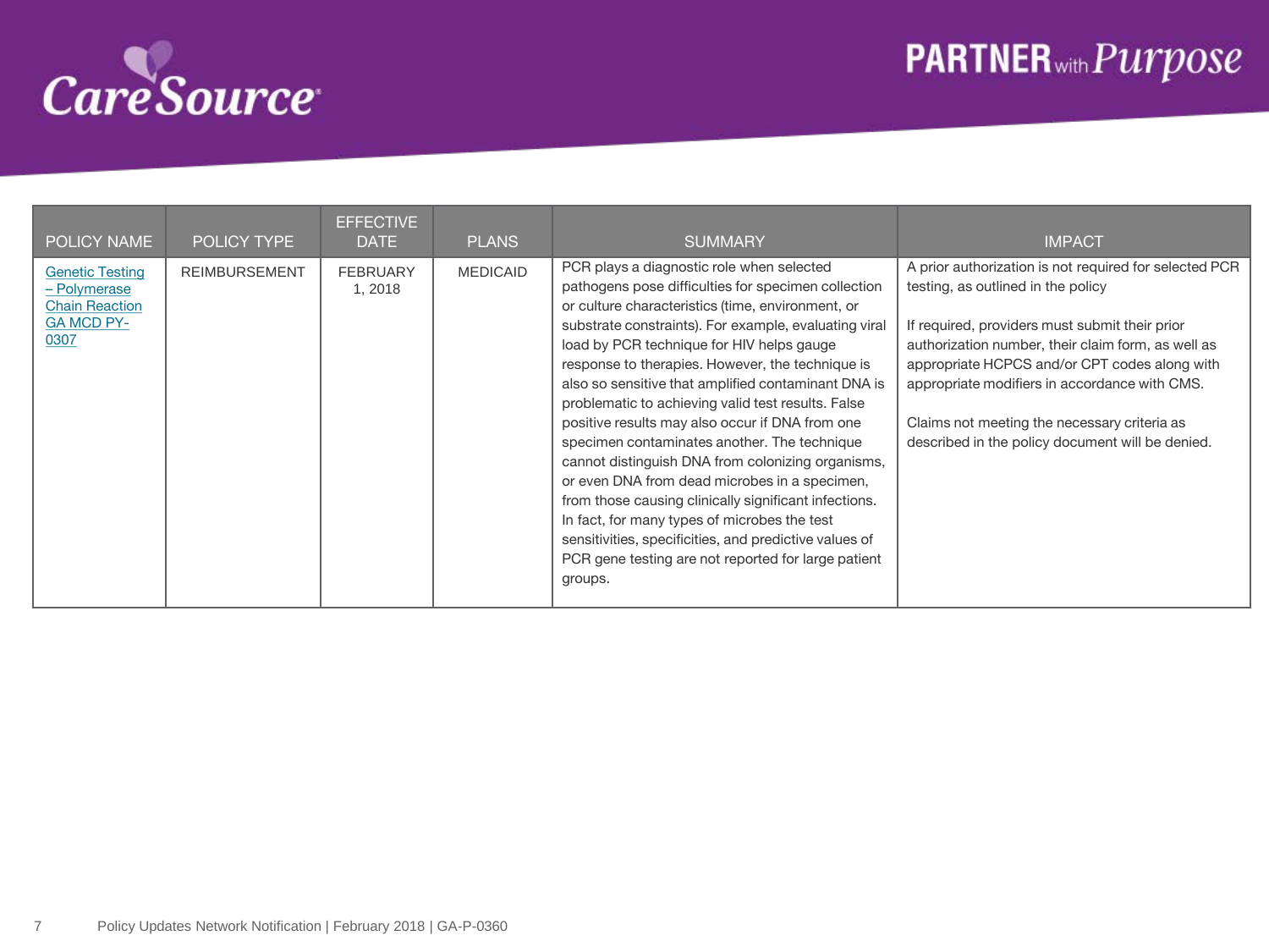| POLICY NAME | POLICY TYPE | EFFECTIVE DATE | PLANS | SUMMARY | IMPACT |
|---|---|---|---|---|---|
| Genetic Testing – Polymerase Chain Reaction GA MCD PY-0307 | REIMBURSEMENT | FEBRUARY 1, 2018 | MEDICAID | PCR plays a diagnostic role when selected pathogens pose difficulties for specimen collection or culture characteristics (time, environment, or substrate constraints). For example, evaluating viral load by PCR technique for HIV helps gauge response to therapies. However, the technique is also so sensitive that amplified contaminant DNA is problematic to achieving valid test results. False positive results may also occur if DNA from one specimen contaminates another. The technique cannot distinguish DNA from colonizing organisms, or even DNA from dead microbes in a specimen, from those causing clinically significant infections. In fact, for many types of microbes the test sensitivities, specificities, and predictive values of PCR gene testing are not reported for large patient groups. | A prior authorization is not required for selected PCR testing, as outlined in the policy<br><br>If required, providers must submit their prior authorization number, their claim form, as well as appropriate HCPCS and/or CPT codes along with appropriate modifiers in accordance with CMS.<br><br>Claims not meeting the necessary criteria as described in the policy document will be denied. |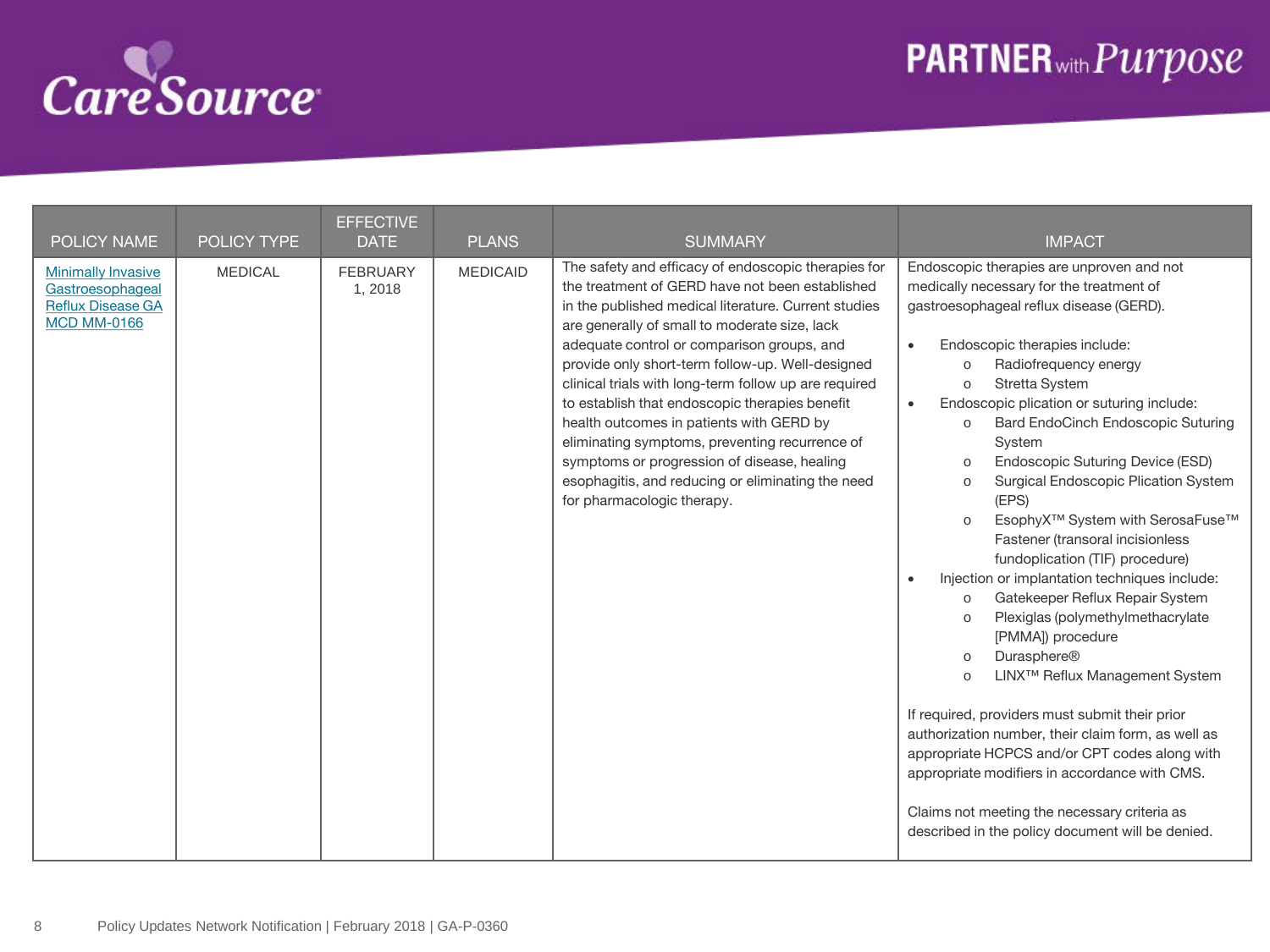| POLICY NAME | POLICY TYPE | EFFECTIVE DATE | PLANS | SUMMARY | IMPACT |
|---|---|---|---|---|---|
| Minimally Invasive Gastroesophageal Reflux Disease GA MCD MM-0166 | MEDICAL | FEBRUARY 1, 2018 | MEDICAID | The safety and efficacy of endoscopic therapies for the treatment of GERD have not been established in the published medical literature. Current studies are generally of small to moderate size, lack adequate control or comparison groups, and provide only short-term follow-up. Well-designed clinical trials with long-term follow up are required to establish that endoscopic therapies benefit health outcomes in patients with GERD by eliminating symptoms, preventing recurrence of symptoms or progression of disease, healing esophagitis, and reducing or eliminating the need for pharmacologic therapy. | Endoscopic therapies are unproven and not medically necessary for the treatment of gastroesophageal reflux disease (GERD).<br><br>• Endoscopic therapies include:<br>&nbsp;&nbsp;o Radiofrequency energy<br>&nbsp;&nbsp;o Stretta System<br>• Endoscopic plication or suturing include:<br>&nbsp;&nbsp;o Bard EndoCinch Endoscopic Suturing System<br>&nbsp;&nbsp;o Endoscopic Suturing Device (ESD)<br>&nbsp;&nbsp;o Surgical Endoscopic Plication System (EPS)<br>&nbsp;&nbsp;o EsophyX™ System with SerosaFuse™ Fastener (transoral incisionless fundoplication (TIF) procedure)<br>• Injection or implantation techniques include:<br>&nbsp;&nbsp;o Gatekeeper Reflux Repair System<br>&nbsp;&nbsp;o Plexiglas (polymethylmethacrylate [PMMA]) procedure<br>&nbsp;&nbsp;o Durasphere®<br>&nbsp;&nbsp;o LINX™ Reflux Management System<br><br>If required, providers must submit their prior authorization number, their claim form, as well as appropriate HCPCS and/or CPT codes along with appropriate modifiers in accordance with CMS.<br><br>Claims not meeting the necessary criteria as described in the policy document will be denied. |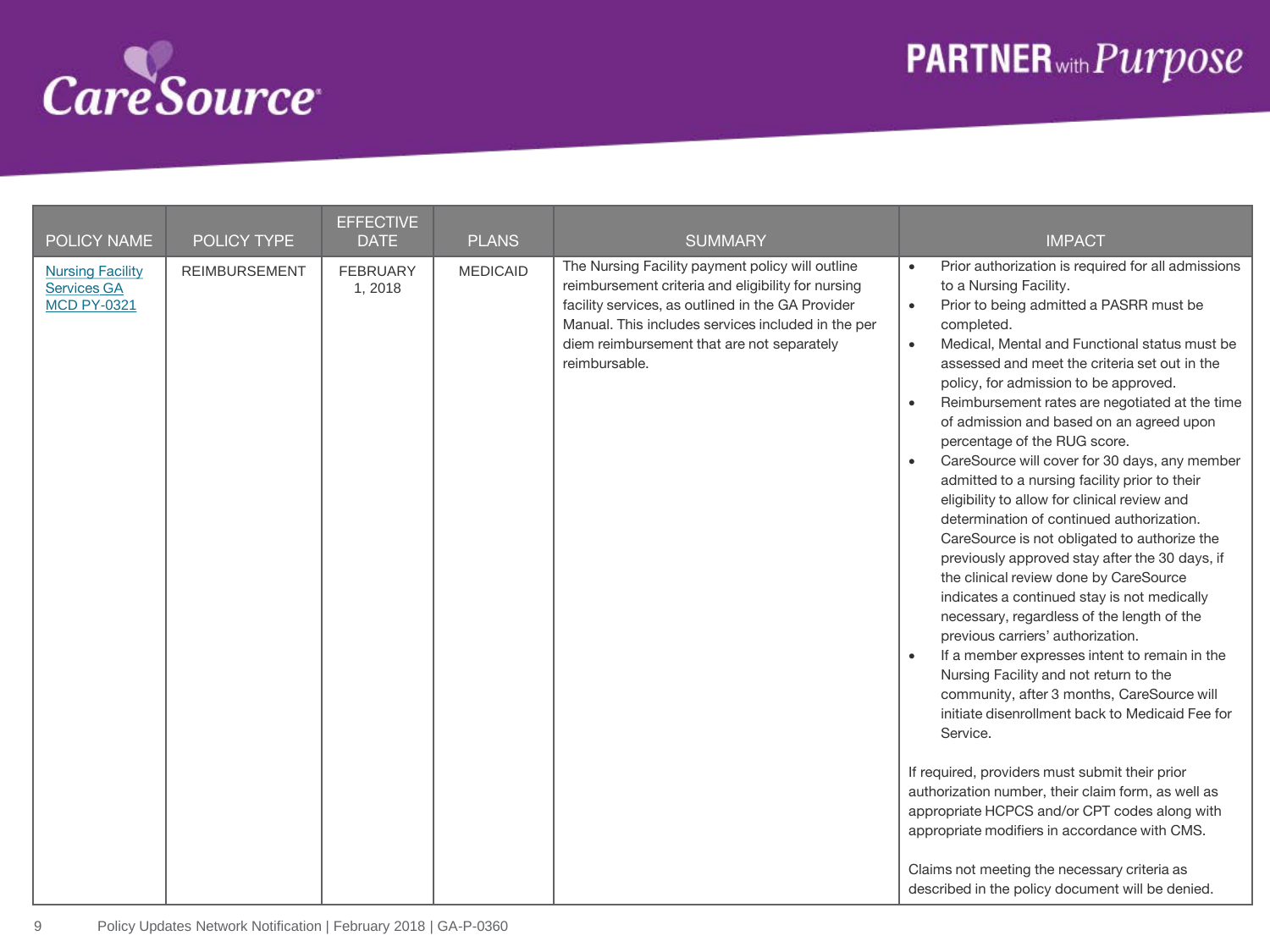| POLICY NAME | POLICY TYPE | EFFECTIVE DATE | PLANS | SUMMARY | IMPACT |
|---|---|---|---|---|---|
| Nursing Facility Services GA MCD PY-0321 | REIMBURSEMENT | FEBRUARY 1, 2018 | MEDICAID | The Nursing Facility payment policy will outline reimbursement criteria and eligibility for nursing facility services, as outlined in the GA Provider Manual. This includes services included in the per diem reimbursement that are not separately reimbursable. | • Prior authorization is required for all admissions to a Nursing Facility.<br>• Prior to being admitted a PASRR must be completed.<br>• Medical, Mental and Functional status must be assessed and meet the criteria set out in the policy, for admission to be approved.<br>• Reimbursement rates are negotiated at the time of admission and based on an agreed upon percentage of the RUG score.<br>• CareSource will cover for 30 days, any member admitted to a nursing facility prior to their eligibility to allow for clinical review and determination of continued authorization. CareSource is not obligated to authorize the previously approved stay after the 30 days, if the clinical review done by CareSource indicates a continued stay is not medically necessary, regardless of the length of the previous carriers' authorization.<br>• If a member expresses intent to remain in the Nursing Facility and not return to the community, after 3 months, CareSource will initiate disenrollment back to Medicaid Fee for Service.<br><br>If required, providers must submit their prior authorization number, their claim form, as well as appropriate HCPCS and/or CPT codes along with appropriate modifiers in accordance with CMS.<br><br>Claims not meeting the necessary criteria as described in the policy document will be denied. |